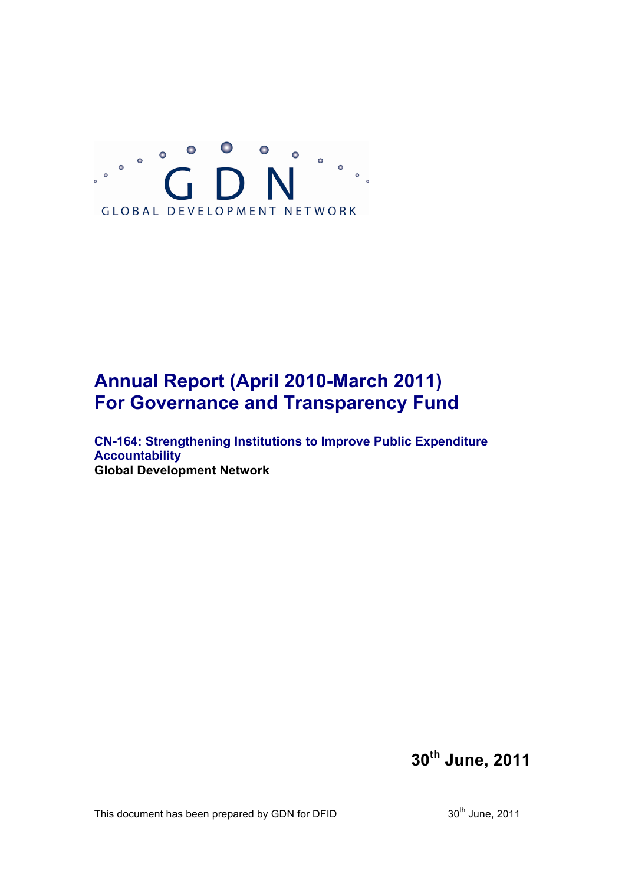GDN

GLOBAL DEVELOPMENT NETWORK

# Annual Report (April 2010-March 2011) For Governance and Transparency Fund

**CN-164: Strengthening Institutions to Improve Public Expenditure Accountability**

**Global Development Network**

**30th June, 2011**

This document has been prepared by GDN for DFID 30th June, 2011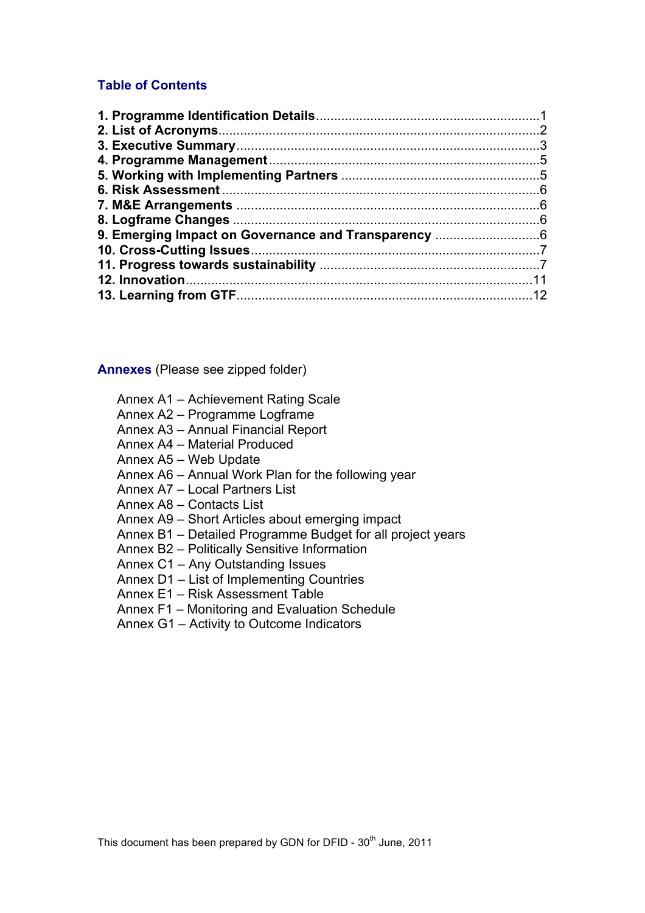## Table of Contents

**1. Programme Identification Details** .............................................................1
**2. List of Acronyms** .........................................................................................2
**3. Executive Summary** ....................................................................................3
**4. Programme Management** ..........................................................................5
**5. Working with Implementing Partners** .......................................................5
**6. Risk Assessment** ........................................................................................6
**7. M&E Arrangements** ...................................................................................6
**8. Logframe Changes** ....................................................................................6
**9. Emerging Impact on Governance and Transparency** .............................6
**10. Cross-Cutting Issues** ................................................................................7
**11. Progress towards sustainability** .............................................................7
**12. Innovation** ................................................................................................11
**13. Learning from GTF** ..................................................................................12

**Annexes** (Please see zipped folder)

- Annex A1 – Achievement Rating Scale
- Annex A2 – Programme Logframe
- Annex A3 – Annual Financial Report
- Annex A4 – Material Produced
- Annex A5 – Web Update
- Annex A6 – Annual Work Plan for the following year
- Annex A7 – Local Partners List
- Annex A8 – Contacts List
- Annex A9 – Short Articles about emerging impact
- Annex B1 – Detailed Programme Budget for all project years
- Annex B2 – Politically Sensitive Information
- Annex C1 – Any Outstanding Issues
- Annex D1 – List of Implementing Countries
- Annex E1 – Risk Assessment Table
- Annex F1 – Monitoring and Evaluation Schedule
- Annex G1 – Activity to Outcome Indicators

This document has been prepared by GDN for DFID - 30th June, 2011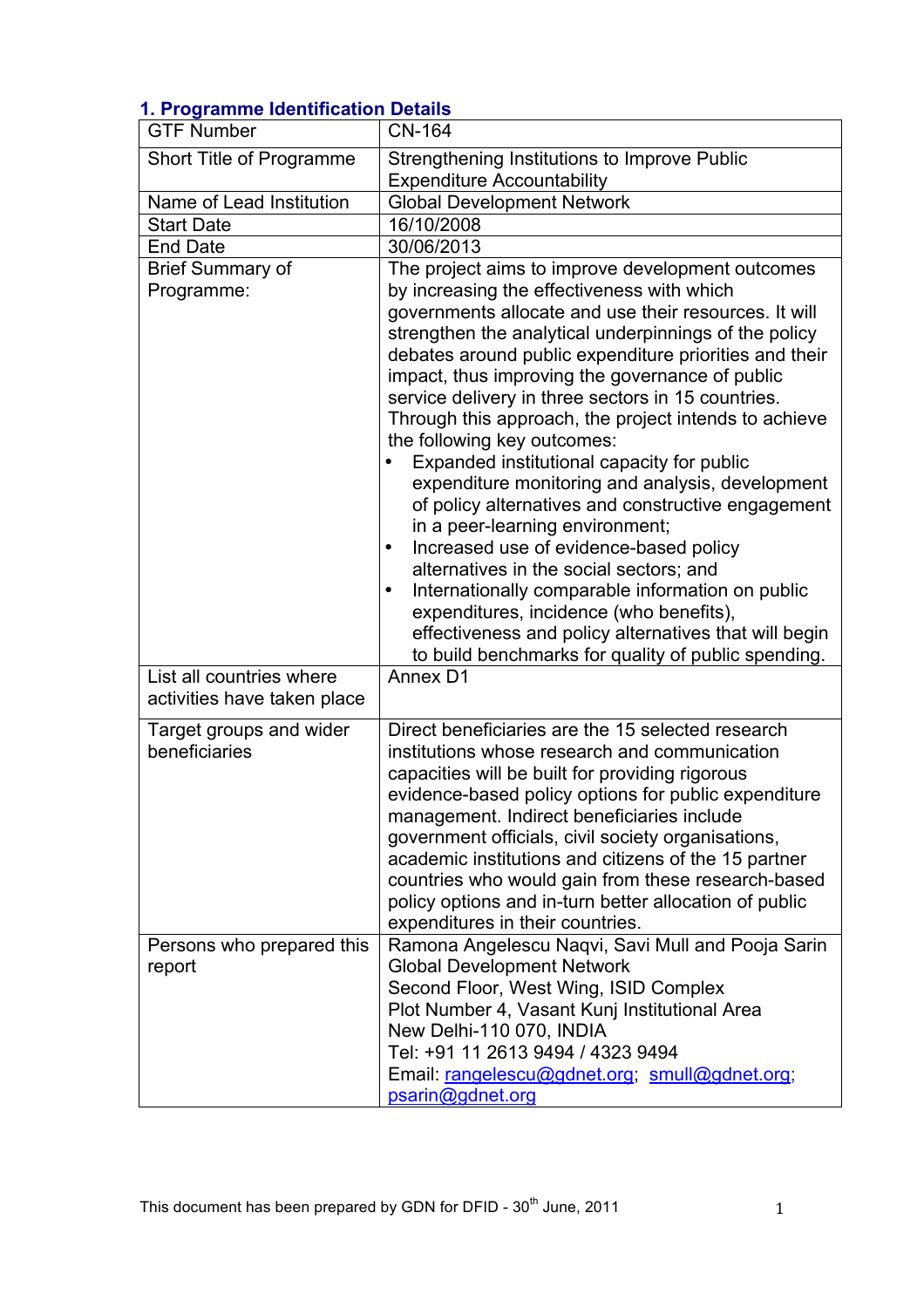## 1. Programme Identification Details

| GTF Number | CN-164 |
|---|---|
| Short Title of Programme | Strengthening Institutions to Improve Public Expenditure Accountability |
| Name of Lead Institution | Global Development Network |
| Start Date | 16/10/2008 |
| End Date | 30/06/2013 |
| Brief Summary of Programme: | The project aims to improve development outcomes by increasing the effectiveness with which governments allocate and use their resources. It will strengthen the analytical underpinnings of the policy debates around public expenditure priorities and their impact, thus improving the governance of public service delivery in three sectors in 15 countries. Through this approach, the project intends to achieve the following key outcomes:<br>• Expanded institutional capacity for public expenditure monitoring and analysis, development of policy alternatives and constructive engagement in a peer-learning environment;<br>• Increased use of evidence-based policy alternatives in the social sectors; and<br>• Internationally comparable information on public expenditures, incidence (who benefits), effectiveness and policy alternatives that will begin to build benchmarks for quality of public spending. |
| List all countries where activities have taken place | Annex D1 |
| Target groups and wider beneficiaries | Direct beneficiaries are the 15 selected research institutions whose research and communication capacities will be built for providing rigorous evidence-based policy options for public expenditure management. Indirect beneficiaries include government officials, civil society organisations, academic institutions and citizens of the 15 partner countries who would gain from these research-based policy options and in-turn better allocation of public expenditures in their countries. |
| Persons who prepared this report | Ramona Angelescu Naqvi, Savi Mull and Pooja Sarin<br>Global Development Network<br>Second Floor, West Wing, ISID Complex<br>Plot Number 4, Vasant Kunj Institutional Area<br>New Delhi-110 070, INDIA<br>Tel: +91 11 2613 9494 / 4323 9494<br>Email: rangelescu@gdnet.org; smull@gdnet.org; psarin@gdnet.org |

This document has been prepared by GDN for DFID - 30th June, 2011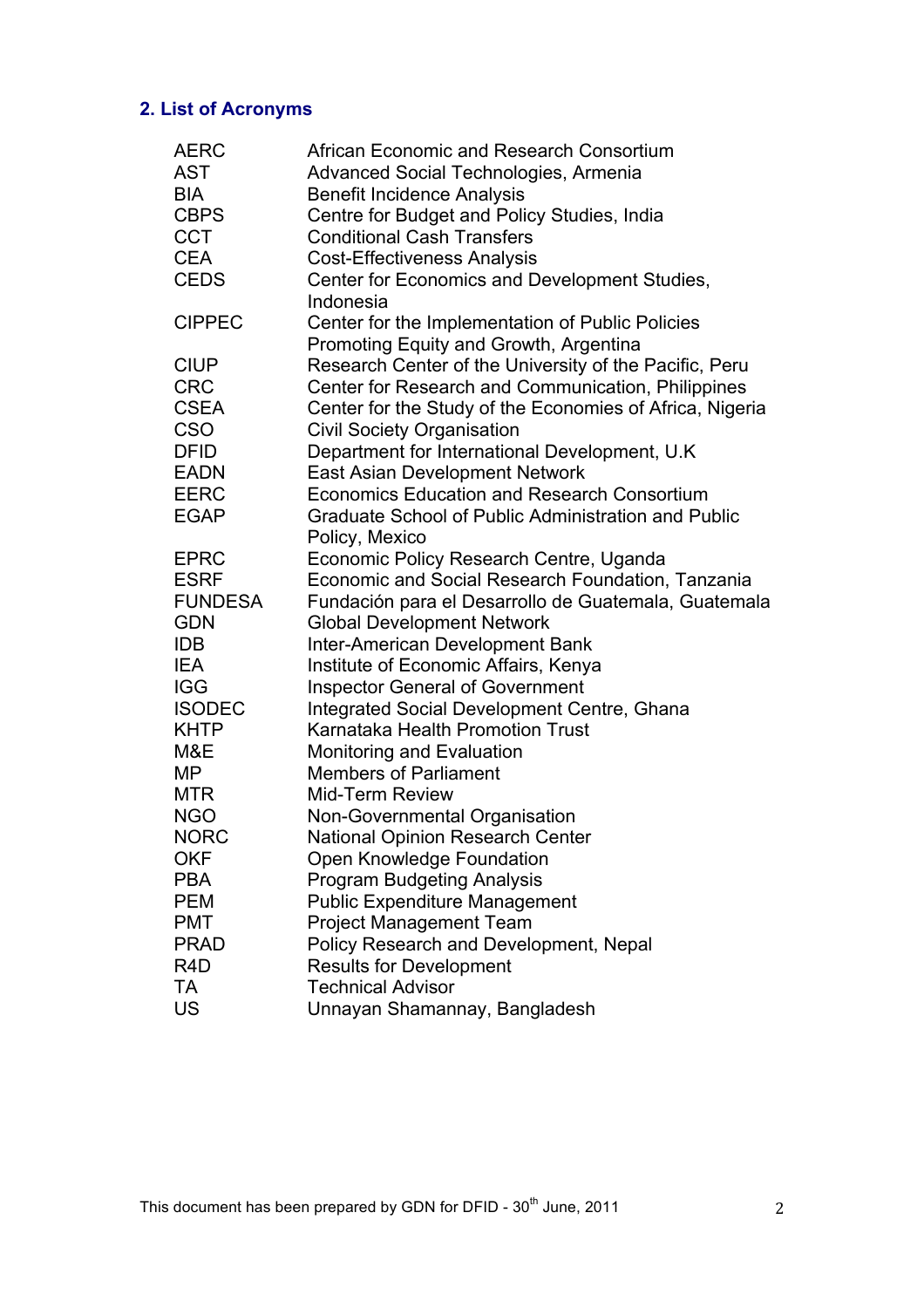## 2. List of Acronyms

| | |
|---|---|
| AERC | African Economic and Research Consortium |
| AST | Advanced Social Technologies, Armenia |
| BIA | Benefit Incidence Analysis |
| CBPS | Centre for Budget and Policy Studies, India |
| CCT | Conditional Cash Transfers |
| CEA | Cost-Effectiveness Analysis |
| CEDS | Center for Economics and Development Studies, Indonesia |
| CIPPEC | Center for the Implementation of Public Policies Promoting Equity and Growth, Argentina |
| CIUP | Research Center of the University of the Pacific, Peru |
| CRC | Center for Research and Communication, Philippines |
| CSEA | Center for the Study of the Economies of Africa, Nigeria |
| CSO | Civil Society Organisation |
| DFID | Department for International Development, U.K |
| EADN | East Asian Development Network |
| EERC | Economics Education and Research Consortium |
| EGAP | Graduate School of Public Administration and Public Policy, Mexico |
| EPRC | Economic Policy Research Centre, Uganda |
| ESRF | Economic and Social Research Foundation, Tanzania |
| FUNDESA | Fundación para el Desarrollo de Guatemala, Guatemala |
| GDN | Global Development Network |
| IDB | Inter-American Development Bank |
| IEA | Institute of Economic Affairs, Kenya |
| IGG | Inspector General of Government |
| ISODEC | Integrated Social Development Centre, Ghana |
| KHTP | Karnataka Health Promotion Trust |
| M&E | Monitoring and Evaluation |
| MP | Members of Parliament |
| MTR | Mid-Term Review |
| NGO | Non-Governmental Organisation |
| NORC | National Opinion Research Center |
| OKF | Open Knowledge Foundation |
| PBA | Program Budgeting Analysis |
| PEM | Public Expenditure Management |
| PMT | Project Management Team |
| PRAD | Policy Research and Development, Nepal |
| R4D | Results for Development |
| TA | Technical Advisor |
| US | Unnayan Shamannay, Bangladesh |

This document has been prepared by GDN for DFID - 30th June, 2011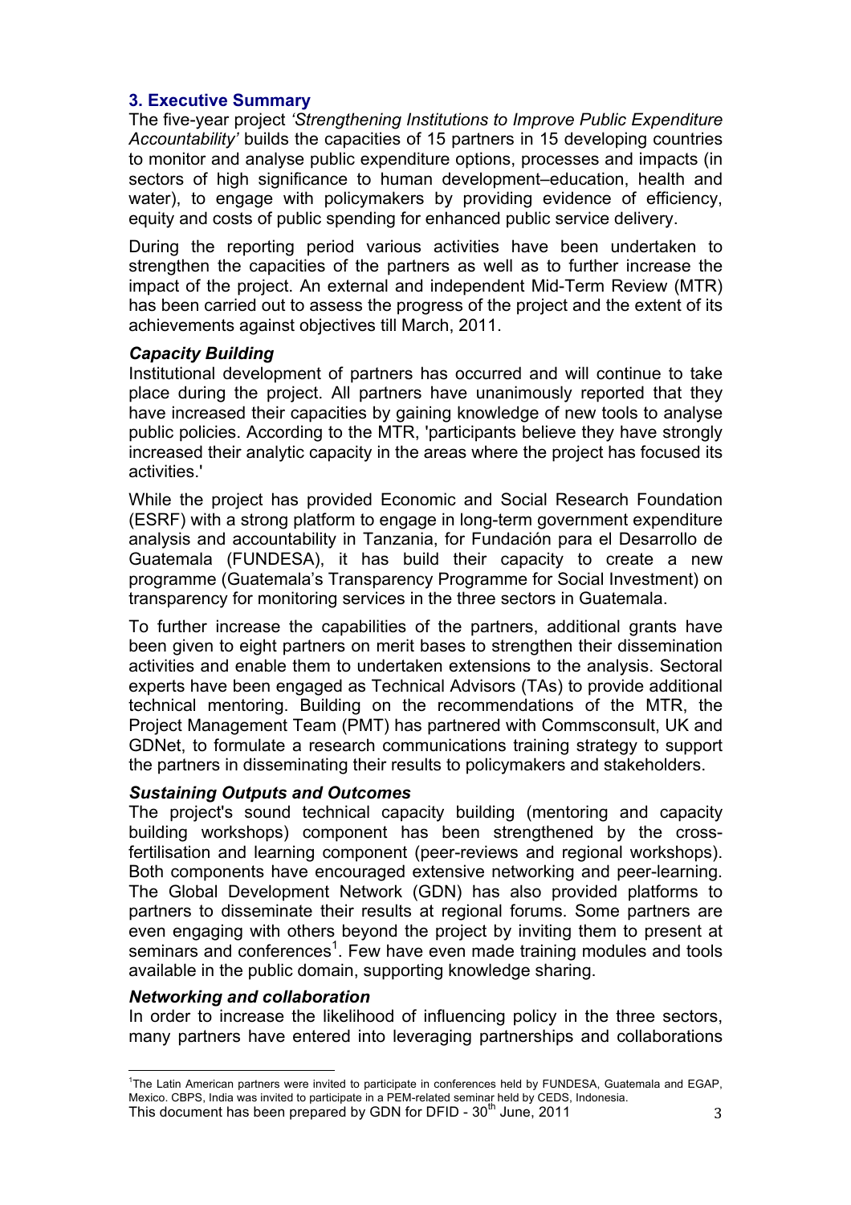## 3. Executive Summary

The five-year project *'Strengthening Institutions to Improve Public Expenditure Accountability'* builds the capacities of 15 partners in 15 developing countries to monitor and analyse public expenditure options, processes and impacts (in sectors of high significance to human development–education, health and water), to engage with policymakers by providing evidence of efficiency, equity and costs of public spending for enhanced public service delivery.

During the reporting period various activities have been undertaken to strengthen the capacities of the partners as well as to further increase the impact of the project. An external and independent Mid-Term Review (MTR) has been carried out to assess the progress of the project and the extent of its achievements against objectives till March, 2011.

### *Capacity Building*

Institutional development of partners has occurred and will continue to take place during the project. All partners have unanimously reported that they have increased their capacities by gaining knowledge of new tools to analyse public policies. According to the MTR, 'participants believe they have strongly increased their analytic capacity in the areas where the project has focused its activities.'

While the project has provided Economic and Social Research Foundation (ESRF) with a strong platform to engage in long-term government expenditure analysis and accountability in Tanzania, for Fundación para el Desarrollo de Guatemala (FUNDESA), it has build their capacity to create a new programme (Guatemala's Transparency Programme for Social Investment) on transparency for monitoring services in the three sectors in Guatemala.

To further increase the capabilities of the partners, additional grants have been given to eight partners on merit bases to strengthen their dissemination activities and enable them to undertaken extensions to the analysis. Sectoral experts have been engaged as Technical Advisors (TAs) to provide additional technical mentoring. Building on the recommendations of the MTR, the Project Management Team (PMT) has partnered with Commsconsult, UK and GDNet, to formulate a research communications training strategy to support the partners in disseminating their results to policymakers and stakeholders.

### *Sustaining Outputs and Outcomes*

The project's sound technical capacity building (mentoring and capacity building workshops) component has been strengthened by the cross-fertilisation and learning component (peer-reviews and regional workshops). Both components have encouraged extensive networking and peer-learning. The Global Development Network (GDN) has also provided platforms to partners to disseminate their results at regional forums. Some partners are even engaging with others beyond the project by inviting them to present at seminars and conferences[1]. Few have even made training modules and tools available in the public domain, supporting knowledge sharing.

### *Networking and collaboration*

In order to increase the likelihood of influencing policy in the three sectors, many partners have entered into leveraging partnerships and collaborations

[1] The Latin American partners were invited to participate in conferences held by FUNDESA, Guatemala and EGAP, Mexico. CBPS, India was invited to participate in a PEM-related seminar held by CEDS, Indonesia.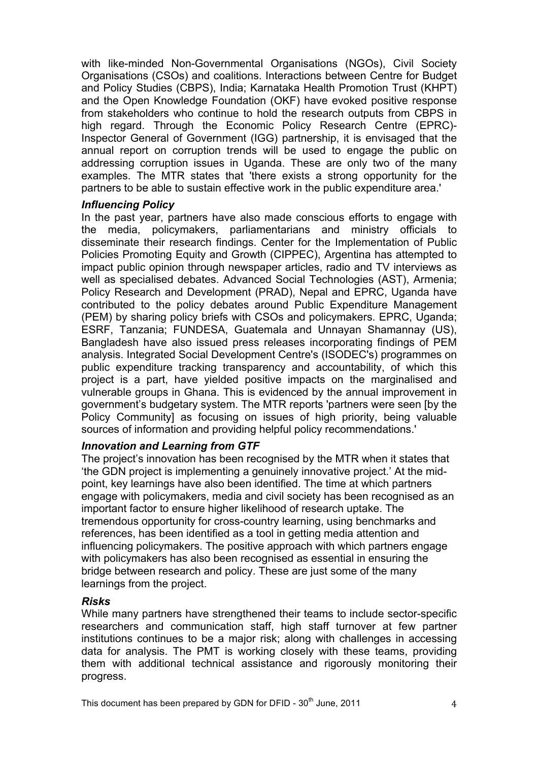with like-minded Non-Governmental Organisations (NGOs), Civil Society Organisations (CSOs) and coalitions. Interactions between Centre for Budget and Policy Studies (CBPS), India; Karnataka Health Promotion Trust (KHPT) and the Open Knowledge Foundation (OKF) have evoked positive response from stakeholders who continue to hold the research outputs from CBPS in high regard. Through the Economic Policy Research Centre (EPRC)-Inspector General of Government (IGG) partnership, it is envisaged that the annual report on corruption trends will be used to engage the public on addressing corruption issues in Uganda. These are only two of the many examples. The MTR states that 'there exists a strong opportunity for the partners to be able to sustain effective work in the public expenditure area.'

***Influencing Policy***

In the past year, partners have also made conscious efforts to engage with the media, policymakers, parliamentarians and ministry officials to disseminate their research findings. Center for the Implementation of Public Policies Promoting Equity and Growth (CIPPEC), Argentina has attempted to impact public opinion through newspaper articles, radio and TV interviews as well as specialised debates. Advanced Social Technologies (AST), Armenia; Policy Research and Development (PRAD), Nepal and EPRC, Uganda have contributed to the policy debates around Public Expenditure Management (PEM) by sharing policy briefs with CSOs and policymakers. EPRC, Uganda; ESRF, Tanzania; FUNDESA, Guatemala and Unnayan Shamannay (US), Bangladesh have also issued press releases incorporating findings of PEM analysis. Integrated Social Development Centre's (ISODEC's) programmes on public expenditure tracking transparency and accountability, of which this project is a part, have yielded positive impacts on the marginalised and vulnerable groups in Ghana. This is evidenced by the annual improvement in government's budgetary system. The MTR reports 'partners were seen [by the Policy Community] as focusing on issues of high priority, being valuable sources of information and providing helpful policy recommendations.'

***Innovation and Learning from GTF***

The project's innovation has been recognised by the MTR when it states that 'the GDN project is implementing a genuinely innovative project.' At the mid-point, key learnings have also been identified. The time at which partners engage with policymakers, media and civil society has been recognised as an important factor to ensure higher likelihood of research uptake. The tremendous opportunity for cross-country learning, using benchmarks and references, has been identified as a tool in getting media attention and influencing policymakers. The positive approach with which partners engage with policymakers has also been recognised as essential in ensuring the bridge between research and policy. These are just some of the many learnings from the project.

***Risks***

While many partners have strengthened their teams to include sector-specific researchers and communication staff, high staff turnover at few partner institutions continues to be a major risk; along with challenges in accessing data for analysis. The PMT is working closely with these teams, providing them with additional technical assistance and rigorously monitoring their progress.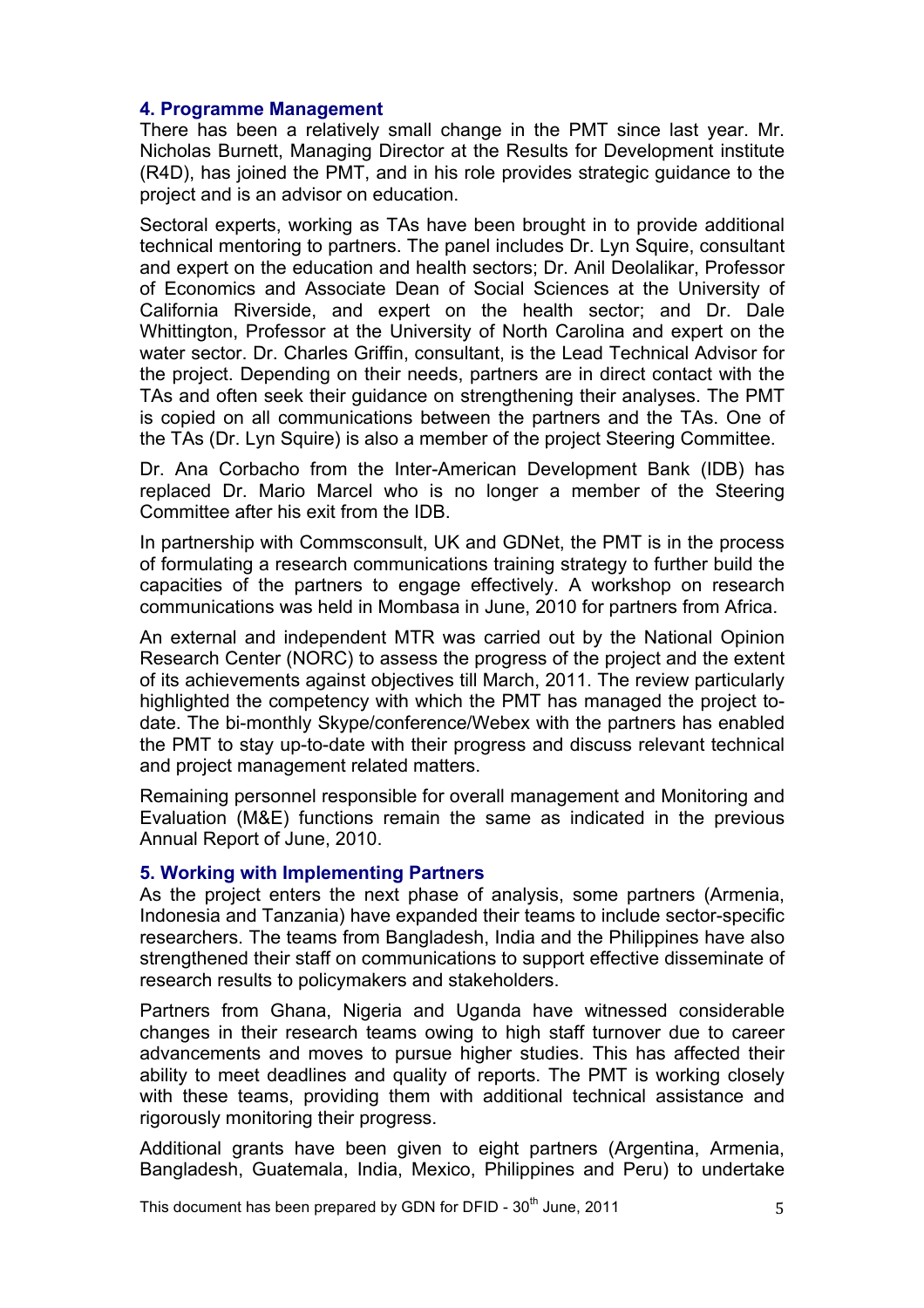## 4. Programme Management

There has been a relatively small change in the PMT since last year. Mr. Nicholas Burnett, Managing Director at the Results for Development institute (R4D), has joined the PMT, and in his role provides strategic guidance to the project and is an advisor on education.

Sectoral experts, working as TAs have been brought in to provide additional technical mentoring to partners. The panel includes Dr. Lyn Squire, consultant and expert on the education and health sectors; Dr. Anil Deolalikar, Professor of Economics and Associate Dean of Social Sciences at the University of California Riverside, and expert on the health sector; and Dr. Dale Whittington, Professor at the University of North Carolina and expert on the water sector. Dr. Charles Griffin, consultant, is the Lead Technical Advisor for the project. Depending on their needs, partners are in direct contact with the TAs and often seek their guidance on strengthening their analyses. The PMT is copied on all communications between the partners and the TAs. One of the TAs (Dr. Lyn Squire) is also a member of the project Steering Committee.

Dr. Ana Corbacho from the Inter-American Development Bank (IDB) has replaced Dr. Mario Marcel who is no longer a member of the Steering Committee after his exit from the IDB.

In partnership with Commsconsult, UK and GDNet, the PMT is in the process of formulating a research communications training strategy to further build the capacities of the partners to engage effectively. A workshop on research communications was held in Mombasa in June, 2010 for partners from Africa.

An external and independent MTR was carried out by the National Opinion Research Center (NORC) to assess the progress of the project and the extent of its achievements against objectives till March, 2011. The review particularly highlighted the competency with which the PMT has managed the project to-date. The bi-monthly Skype/conference/Webex with the partners has enabled the PMT to stay up-to-date with their progress and discuss relevant technical and project management related matters.

Remaining personnel responsible for overall management and Monitoring and Evaluation (M&E) functions remain the same as indicated in the previous Annual Report of June, 2010.

## 5. Working with Implementing Partners

As the project enters the next phase of analysis, some partners (Armenia, Indonesia and Tanzania) have expanded their teams to include sector-specific researchers. The teams from Bangladesh, India and the Philippines have also strengthened their staff on communications to support effective disseminate of research results to policymakers and stakeholders.

Partners from Ghana, Nigeria and Uganda have witnessed considerable changes in their research teams owing to high staff turnover due to career advancements and moves to pursue higher studies. This has affected their ability to meet deadlines and quality of reports. The PMT is working closely with these teams, providing them with additional technical assistance and rigorously monitoring their progress.

Additional grants have been given to eight partners (Argentina, Armenia, Bangladesh, Guatemala, India, Mexico, Philippines and Peru) to undertake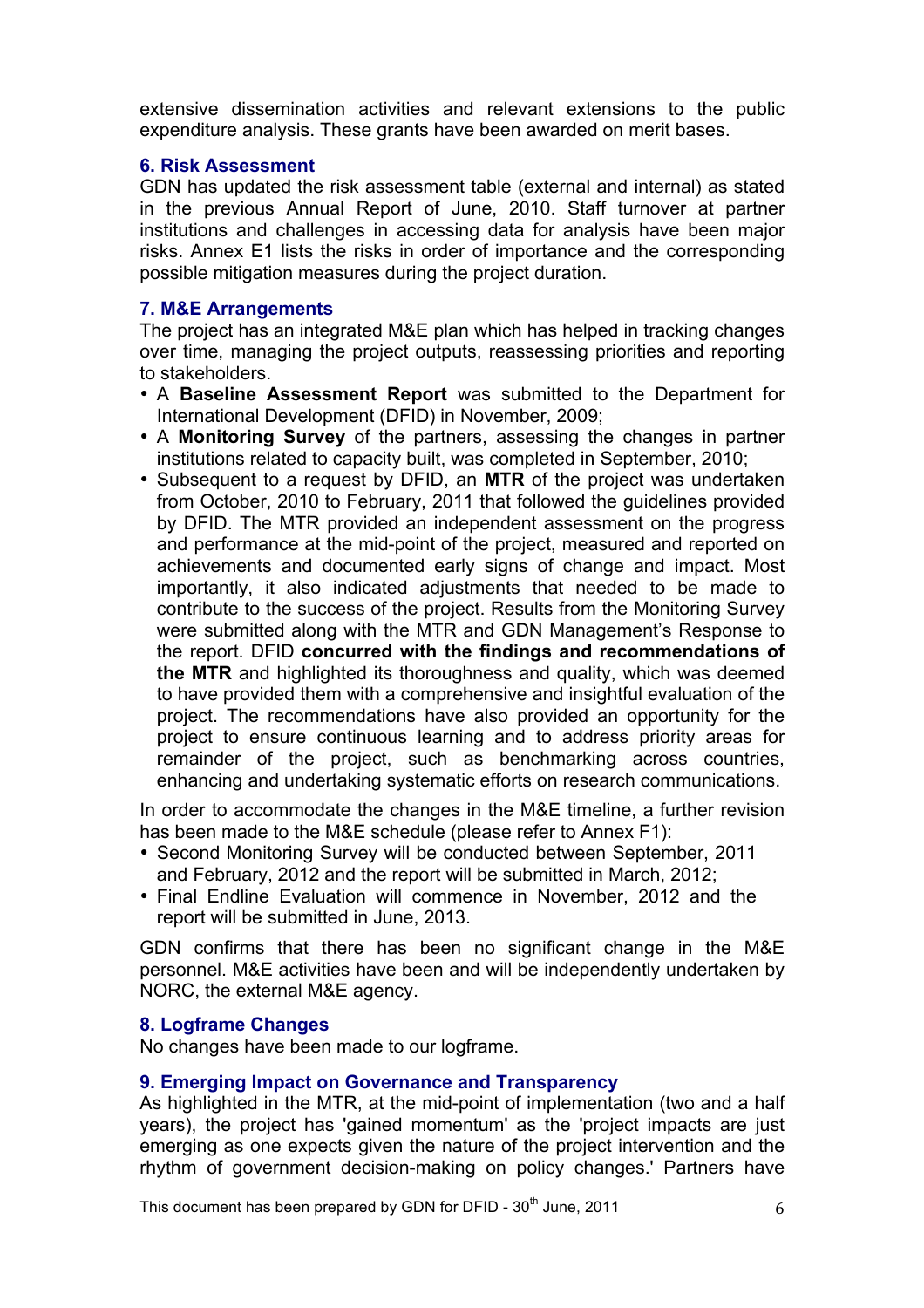extensive dissemination activities and relevant extensions to the public expenditure analysis. These grants have been awarded on merit bases.

### 6. Risk Assessment

GDN has updated the risk assessment table (external and internal) as stated in the previous Annual Report of June, 2010. Staff turnover at partner institutions and challenges in accessing data for analysis have been major risks. Annex E1 lists the risks in order of importance and the corresponding possible mitigation measures during the project duration.

### 7. M&E Arrangements

The project has an integrated M&E plan which has helped in tracking changes over time, managing the project outputs, reassessing priorities and reporting to stakeholders.

- A **Baseline Assessment Report** was submitted to the Department for International Development (DFID) in November, 2009;
- A **Monitoring Survey** of the partners, assessing the changes in partner institutions related to capacity built, was completed in September, 2010;
- Subsequent to a request by DFID, an **MTR** of the project was undertaken from October, 2010 to February, 2011 that followed the guidelines provided by DFID. The MTR provided an independent assessment on the progress and performance at the mid-point of the project, measured and reported on achievements and documented early signs of change and impact. Most importantly, it also indicated adjustments that needed to be made to contribute to the success of the project. Results from the Monitoring Survey were submitted along with the MTR and GDN Management's Response to the report. DFID **concurred with the findings and recommendations of the MTR** and highlighted its thoroughness and quality, which was deemed to have provided them with a comprehensive and insightful evaluation of the project. The recommendations have also provided an opportunity for the project to ensure continuous learning and to address priority areas for remainder of the project, such as benchmarking across countries, enhancing and undertaking systematic efforts on research communications.

In order to accommodate the changes in the M&E timeline, a further revision has been made to the M&E schedule (please refer to Annex F1):

- Second Monitoring Survey will be conducted between September, 2011 and February, 2012 and the report will be submitted in March, 2012;
- Final Endline Evaluation will commence in November, 2012 and the report will be submitted in June, 2013.

GDN confirms that there has been no significant change in the M&E personnel. M&E activities have been and will be independently undertaken by NORC, the external M&E agency.

### 8. Logframe Changes

No changes have been made to our logframe.

### 9. Emerging Impact on Governance and Transparency

As highlighted in the MTR, at the mid-point of implementation (two and a half years), the project has 'gained momentum' as the 'project impacts are just emerging as one expects given the nature of the project intervention and the rhythm of government decision-making on policy changes.' Partners have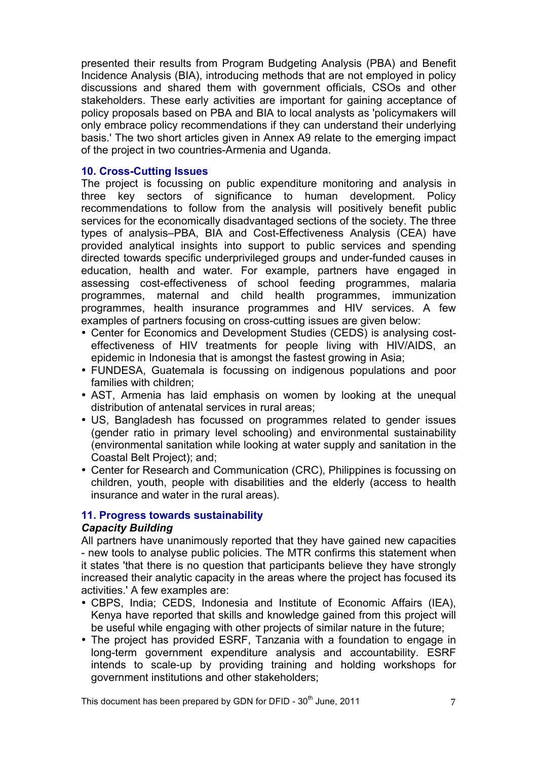presented their results from Program Budgeting Analysis (PBA) and Benefit Incidence Analysis (BIA), introducing methods that are not employed in policy discussions and shared them with government officials, CSOs and other stakeholders. These early activities are important for gaining acceptance of policy proposals based on PBA and BIA to local analysts as 'policymakers will only embrace policy recommendations if they can understand their underlying basis.' The two short articles given in Annex A9 relate to the emerging impact of the project in two countries-Armenia and Uganda.

### 10. Cross-Cutting Issues

The project is focussing on public expenditure monitoring and analysis in three key sectors of significance to human development. Policy recommendations to follow from the analysis will positively benefit public services for the economically disadvantaged sections of the society. The three types of analysis–PBA, BIA and Cost-Effectiveness Analysis (CEA) have provided analytical insights into support to public services and spending directed towards specific underprivileged groups and under-funded causes in education, health and water. For example, partners have engaged in assessing cost-effectiveness of school feeding programmes, malaria programmes, maternal and child health programmes, immunization programmes, health insurance programmes and HIV services. A few examples of partners focusing on cross-cutting issues are given below:

- Center for Economics and Development Studies (CEDS) is analysing cost-effectiveness of HIV treatments for people living with HIV/AIDS, an epidemic in Indonesia that is amongst the fastest growing in Asia;
- FUNDESA, Guatemala is focussing on indigenous populations and poor families with children;
- AST, Armenia has laid emphasis on women by looking at the unequal distribution of antenatal services in rural areas;
- US, Bangladesh has focussed on programmes related to gender issues (gender ratio in primary level schooling) and environmental sustainability (environmental sanitation while looking at water supply and sanitation in the Coastal Belt Project); and;
- Center for Research and Communication (CRC), Philippines is focussing on children, youth, people with disabilities and the elderly (access to health insurance and water in the rural areas).

### 11. Progress towards sustainability

***Capacity Building***

All partners have unanimously reported that they have gained new capacities - new tools to analyse public policies. The MTR confirms this statement when it states 'that there is no question that participants believe they have strongly increased their analytic capacity in the areas where the project has focused its activities.' A few examples are:

- CBPS, India; CEDS, Indonesia and Institute of Economic Affairs (IEA), Kenya have reported that skills and knowledge gained from this project will be useful while engaging with other projects of similar nature in the future;
- The project has provided ESRF, Tanzania with a foundation to engage in long-term government expenditure analysis and accountability. ESRF intends to scale-up by providing training and holding workshops for government institutions and other stakeholders;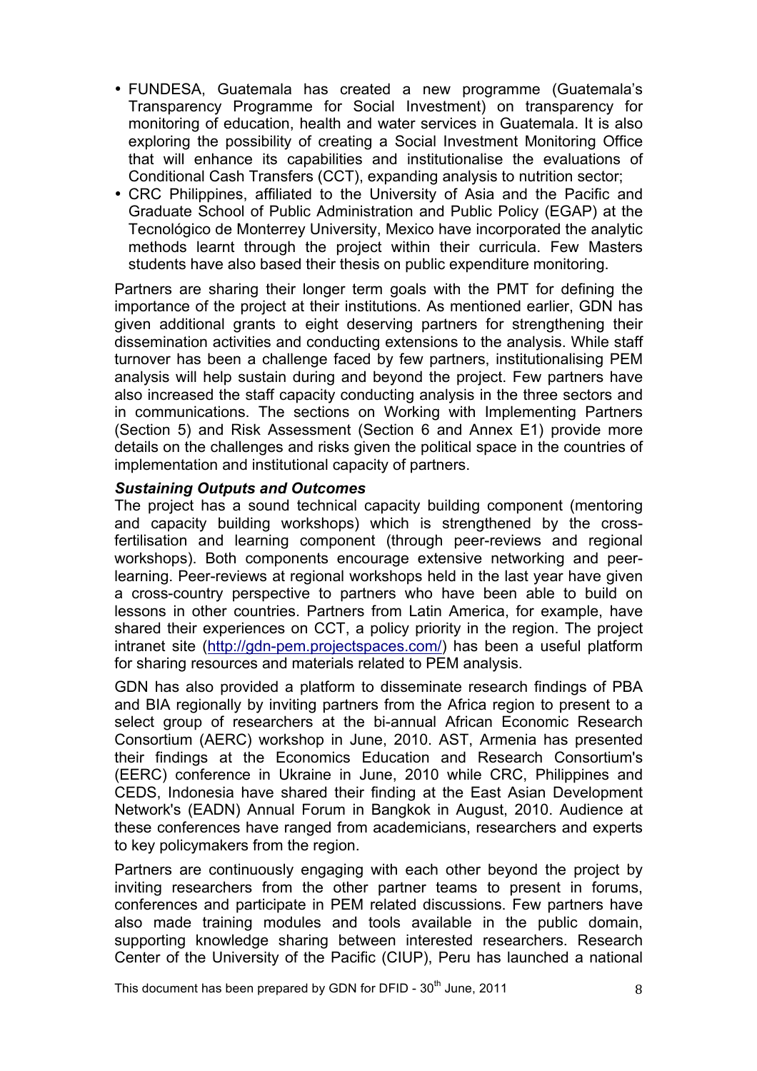- FUNDESA, Guatemala has created a new programme (Guatemala's Transparency Programme for Social Investment) on transparency for monitoring of education, health and water services in Guatemala. It is also exploring the possibility of creating a Social Investment Monitoring Office that will enhance its capabilities and institutionalise the evaluations of Conditional Cash Transfers (CCT), expanding analysis to nutrition sector;
- CRC Philippines, affiliated to the University of Asia and the Pacific and Graduate School of Public Administration and Public Policy (EGAP) at the Tecnológico de Monterrey University, Mexico have incorporated the analytic methods learnt through the project within their curricula. Few Masters students have also based their thesis on public expenditure monitoring.

Partners are sharing their longer term goals with the PMT for defining the importance of the project at their institutions. As mentioned earlier, GDN has given additional grants to eight deserving partners for strengthening their dissemination activities and conducting extensions to the analysis. While staff turnover has been a challenge faced by few partners, institutionalising PEM analysis will help sustain during and beyond the project. Few partners have also increased the staff capacity conducting analysis in the three sectors and in communications. The sections on Working with Implementing Partners (Section 5) and Risk Assessment (Section 6 and Annex E1) provide more details on the challenges and risks given the political space in the countries of implementation and institutional capacity of partners.

***Sustaining Outputs and Outcomes***

The project has a sound technical capacity building component (mentoring and capacity building workshops) which is strengthened by the cross-fertilisation and learning component (through peer-reviews and regional workshops). Both components encourage extensive networking and peer-learning. Peer-reviews at regional workshops held in the last year have given a cross-country perspective to partners who have been able to build on lessons in other countries. Partners from Latin America, for example, have shared their experiences on CCT, a policy priority in the region. The project intranet site (http://gdn-pem.projectspaces.com/) has been a useful platform for sharing resources and materials related to PEM analysis.

GDN has also provided a platform to disseminate research findings of PBA and BIA regionally by inviting partners from the Africa region to present to a select group of researchers at the bi-annual African Economic Research Consortium (AERC) workshop in June, 2010. AST, Armenia has presented their findings at the Economics Education and Research Consortium's (EERC) conference in Ukraine in June, 2010 while CRC, Philippines and CEDS, Indonesia have shared their finding at the East Asian Development Network's (EADN) Annual Forum in Bangkok in August, 2010. Audience at these conferences have ranged from academicians, researchers and experts to key policymakers from the region.

Partners are continuously engaging with each other beyond the project by inviting researchers from the other partner teams to present in forums, conferences and participate in PEM related discussions. Few partners have also made training modules and tools available in the public domain, supporting knowledge sharing between interested researchers. Research Center of the University of the Pacific (CIUP), Peru has launched a national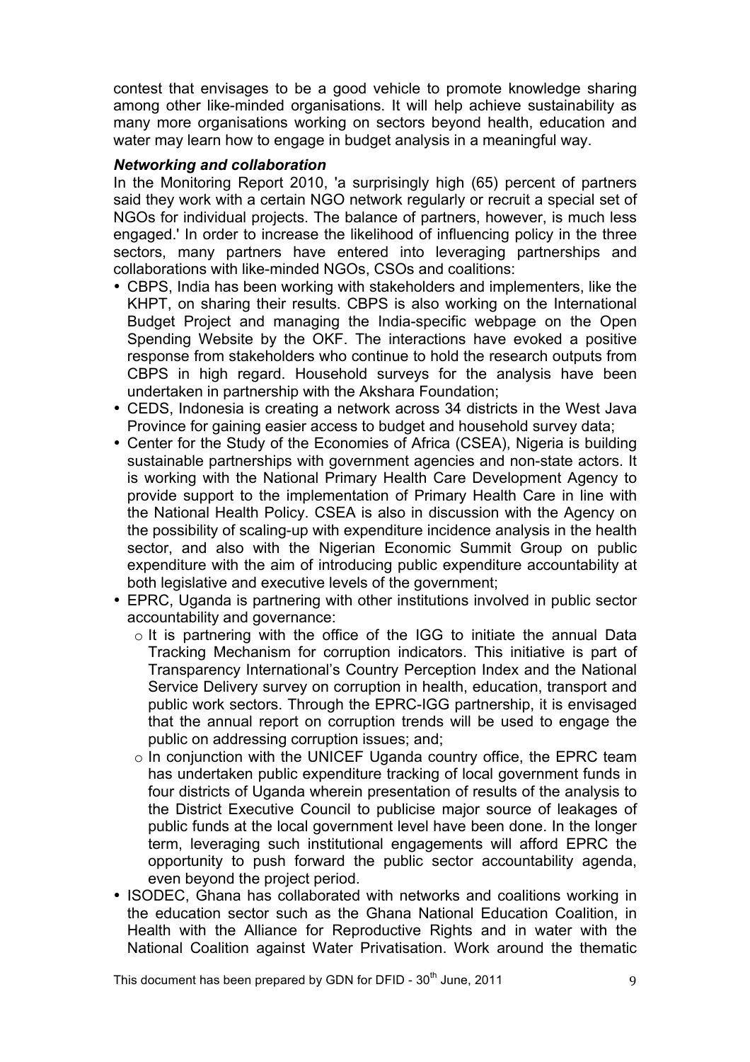contest that envisages to be a good vehicle to promote knowledge sharing among other like-minded organisations. It will help achieve sustainability as many more organisations working on sectors beyond health, education and water may learn how to engage in budget analysis in a meaningful way.

***Networking and collaboration***

In the Monitoring Report 2010, 'a surprisingly high (65) percent of partners said they work with a certain NGO network regularly or recruit a special set of NGOs for individual projects. The balance of partners, however, is much less engaged.' In order to increase the likelihood of influencing policy in the three sectors, many partners have entered into leveraging partnerships and collaborations with like-minded NGOs, CSOs and coalitions:

- CBPS, India has been working with stakeholders and implementers, like the KHPT, on sharing their results. CBPS is also working on the International Budget Project and managing the India-specific webpage on the Open Spending Website by the OKF. The interactions have evoked a positive response from stakeholders who continue to hold the research outputs from CBPS in high regard. Household surveys for the analysis have been undertaken in partnership with the Akshara Foundation;
- CEDS, Indonesia is creating a network across 34 districts in the West Java Province for gaining easier access to budget and household survey data;
- Center for the Study of the Economies of Africa (CSEA), Nigeria is building sustainable partnerships with government agencies and non-state actors. It is working with the National Primary Health Care Development Agency to provide support to the implementation of Primary Health Care in line with the National Health Policy. CSEA is also in discussion with the Agency on the possibility of scaling-up with expenditure incidence analysis in the health sector, and also with the Nigerian Economic Summit Group on public expenditure with the aim of introducing public expenditure accountability at both legislative and executive levels of the government;
- EPRC, Uganda is partnering with other institutions involved in public sector accountability and governance:
  - It is partnering with the office of the IGG to initiate the annual Data Tracking Mechanism for corruption indicators. This initiative is part of Transparency International's Country Perception Index and the National Service Delivery survey on corruption in health, education, transport and public work sectors. Through the EPRC-IGG partnership, it is envisaged that the annual report on corruption trends will be used to engage the public on addressing corruption issues; and;
  - In conjunction with the UNICEF Uganda country office, the EPRC team has undertaken public expenditure tracking of local government funds in four districts of Uganda wherein presentation of results of the analysis to the District Executive Council to publicise major source of leakages of public funds at the local government level have been done. In the longer term, leveraging such institutional engagements will afford EPRC the opportunity to push forward the public sector accountability agenda, even beyond the project period.
- ISODEC, Ghana has collaborated with networks and coalitions working in the education sector such as the Ghana National Education Coalition, in Health with the Alliance for Reproductive Rights and in water with the National Coalition against Water Privatisation. Work around the thematic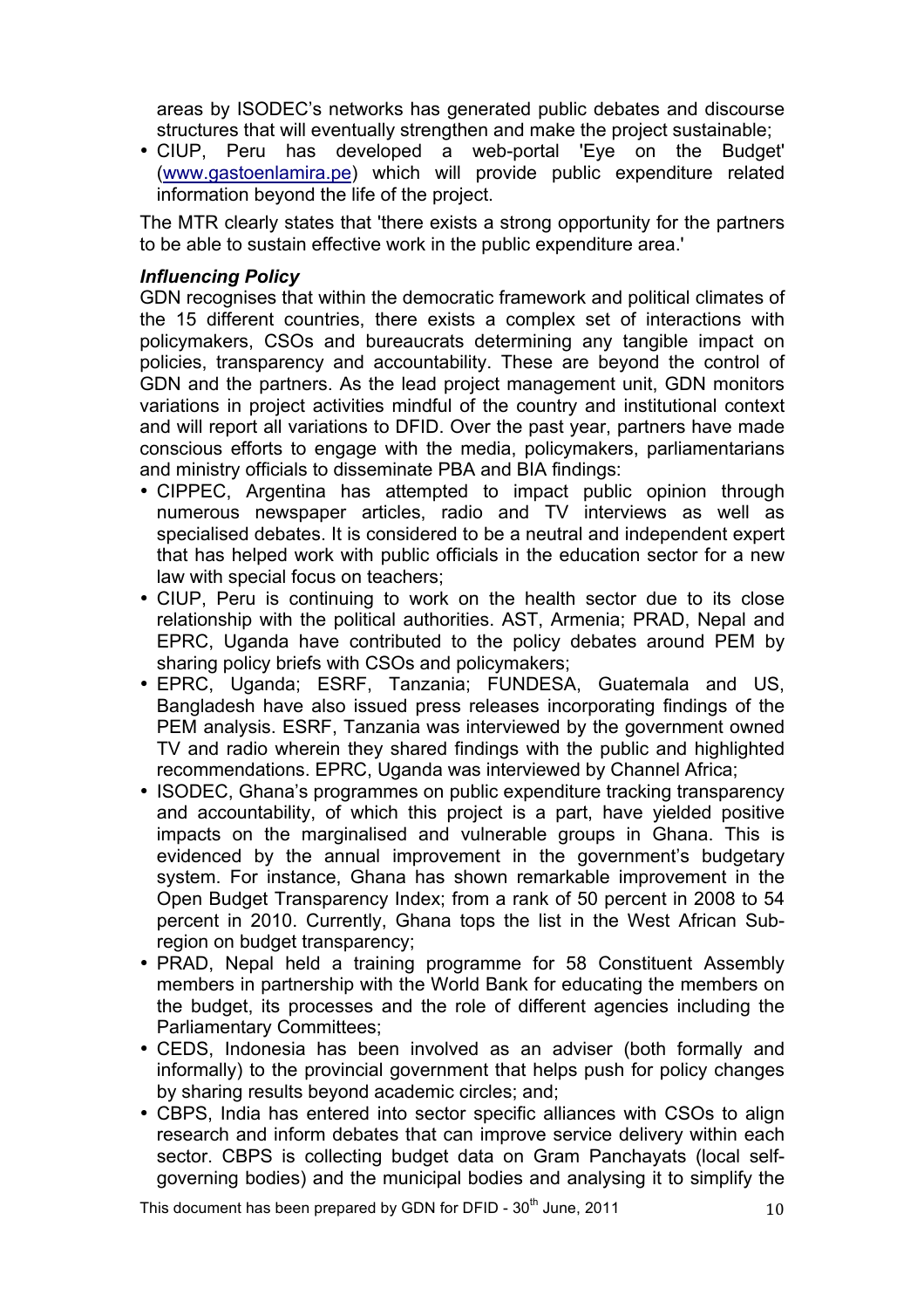areas by ISODEC's networks has generated public debates and discourse structures that will eventually strengthen and make the project sustainable;

- CIUP, Peru has developed a web-portal 'Eye on the Budget' (www.gastoenlamira.pe) which will provide public expenditure related information beyond the life of the project.

The MTR clearly states that 'there exists a strong opportunity for the partners to be able to sustain effective work in the public expenditure area.'

***Influencing Policy***

GDN recognises that within the democratic framework and political climates of the 15 different countries, there exists a complex set of interactions with policymakers, CSOs and bureaucrats determining any tangible impact on policies, transparency and accountability. These are beyond the control of GDN and the partners. As the lead project management unit, GDN monitors variations in project activities mindful of the country and institutional context and will report all variations to DFID. Over the past year, partners have made conscious efforts to engage with the media, policymakers, parliamentarians and ministry officials to disseminate PBA and BIA findings:

- CIPPEC, Argentina has attempted to impact public opinion through numerous newspaper articles, radio and TV interviews as well as specialised debates. It is considered to be a neutral and independent expert that has helped work with public officials in the education sector for a new law with special focus on teachers;
- CIUP, Peru is continuing to work on the health sector due to its close relationship with the political authorities. AST, Armenia; PRAD, Nepal and EPRC, Uganda have contributed to the policy debates around PEM by sharing policy briefs with CSOs and policymakers;
- EPRC, Uganda; ESRF, Tanzania; FUNDESA, Guatemala and US, Bangladesh have also issued press releases incorporating findings of the PEM analysis. ESRF, Tanzania was interviewed by the government owned TV and radio wherein they shared findings with the public and highlighted recommendations. EPRC, Uganda was interviewed by Channel Africa;
- ISODEC, Ghana's programmes on public expenditure tracking transparency and accountability, of which this project is a part, have yielded positive impacts on the marginalised and vulnerable groups in Ghana. This is evidenced by the annual improvement in the government's budgetary system. For instance, Ghana has shown remarkable improvement in the Open Budget Transparency Index; from a rank of 50 percent in 2008 to 54 percent in 2010. Currently, Ghana tops the list in the West African Sub-region on budget transparency;
- PRAD, Nepal held a training programme for 58 Constituent Assembly members in partnership with the World Bank for educating the members on the budget, its processes and the role of different agencies including the Parliamentary Committees;
- CEDS, Indonesia has been involved as an adviser (both formally and informally) to the provincial government that helps push for policy changes by sharing results beyond academic circles; and;
- CBPS, India has entered into sector specific alliances with CSOs to align research and inform debates that can improve service delivery within each sector. CBPS is collecting budget data on Gram Panchayats (local self-governing bodies) and the municipal bodies and analysing it to simplify the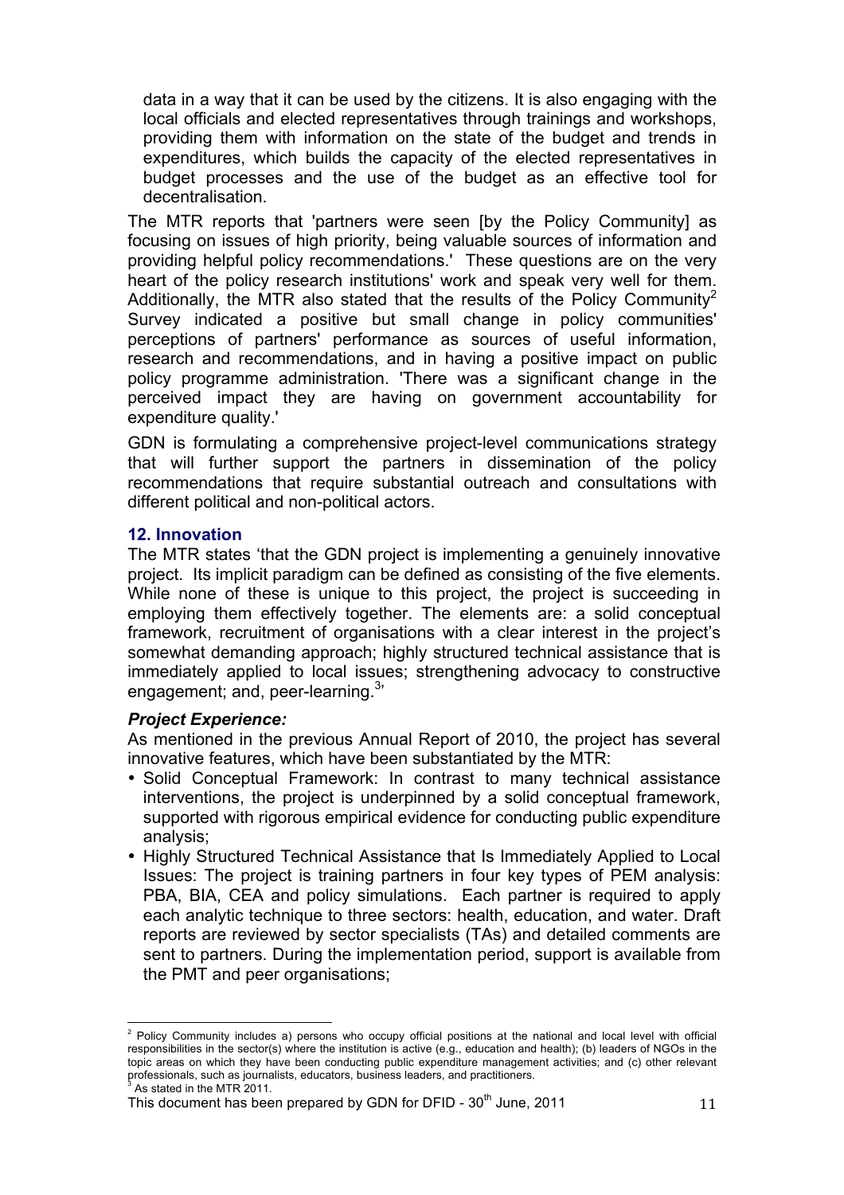data in a way that it can be used by the citizens. It is also engaging with the local officials and elected representatives through trainings and workshops, providing them with information on the state of the budget and trends in expenditures, which builds the capacity of the elected representatives in budget processes and the use of the budget as an effective tool for decentralisation.

The MTR reports that 'partners were seen [by the Policy Community] as focusing on issues of high priority, being valuable sources of information and providing helpful policy recommendations.' These questions are on the very heart of the policy research institutions' work and speak very well for them. Additionally, the MTR also stated that the results of the Policy Community[2] Survey indicated a positive but small change in policy communities' perceptions of partners' performance as sources of useful information, research and recommendations, and in having a positive impact on public policy programme administration. 'There was a significant change in the perceived impact they are having on government accountability for expenditure quality.'

GDN is formulating a comprehensive project-level communications strategy that will further support the partners in dissemination of the policy recommendations that require substantial outreach and consultations with different political and non-political actors.

### 12. Innovation

The MTR states 'that the GDN project is implementing a genuinely innovative project. Its implicit paradigm can be defined as consisting of the five elements. While none of these is unique to this project, the project is succeeding in employing them effectively together. The elements are: a solid conceptual framework, recruitment of organisations with a clear interest in the project's somewhat demanding approach; highly structured technical assistance that is immediately applied to local issues; strengthening advocacy to constructive engagement; and, peer-learning.[3]'

#### *Project Experience:*

As mentioned in the previous Annual Report of 2010, the project has several innovative features, which have been substantiated by the MTR:

- Solid Conceptual Framework: In contrast to many technical assistance interventions, the project is underpinned by a solid conceptual framework, supported with rigorous empirical evidence for conducting public expenditure analysis;
- Highly Structured Technical Assistance that Is Immediately Applied to Local Issues: The project is training partners in four key types of PEM analysis: PBA, BIA, CEA and policy simulations. Each partner is required to apply each analytic technique to three sectors: health, education, and water. Draft reports are reviewed by sector specialists (TAs) and detailed comments are sent to partners. During the implementation period, support is available from the PMT and peer organisations;

---

[2] Policy Community includes a) persons who occupy official positions at the national and local level with official responsibilities in the sector(s) where the institution is active (e.g., education and health); (b) leaders of NGOs in the topic areas on which they have been conducting public expenditure management activities; and (c) other relevant professionals, such as journalists, educators, business leaders, and practitioners.

[3] As stated in the MTR 2011.

This document has been prepared by GDN for DFID - 30th June, 2011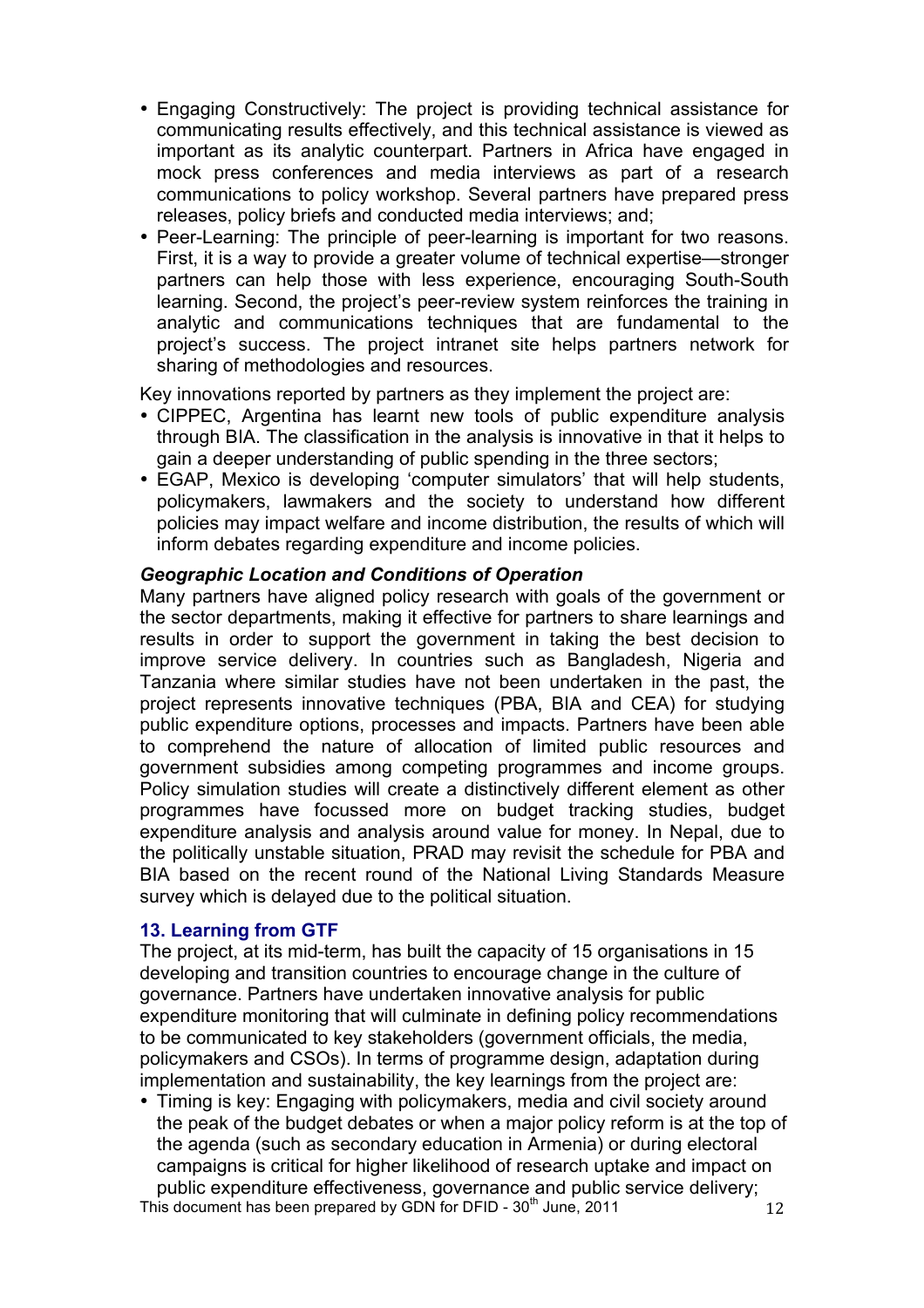- Engaging Constructively: The project is providing technical assistance for communicating results effectively, and this technical assistance is viewed as important as its analytic counterpart. Partners in Africa have engaged in mock press conferences and media interviews as part of a research communications to policy workshop. Several partners have prepared press releases, policy briefs and conducted media interviews; and;
- Peer-Learning: The principle of peer-learning is important for two reasons. First, it is a way to provide a greater volume of technical expertise—stronger partners can help those with less experience, encouraging South-South learning. Second, the project's peer-review system reinforces the training in analytic and communications techniques that are fundamental to the project's success. The project intranet site helps partners network for sharing of methodologies and resources.

Key innovations reported by partners as they implement the project are:

- CIPPEC, Argentina has learnt new tools of public expenditure analysis through BIA. The classification in the analysis is innovative in that it helps to gain a deeper understanding of public spending in the three sectors;
- EGAP, Mexico is developing 'computer simulators' that will help students, policymakers, lawmakers and the society to understand how different policies may impact welfare and income distribution, the results of which will inform debates regarding expenditure and income policies.

### *Geographic Location and Conditions of Operation*

Many partners have aligned policy research with goals of the government or the sector departments, making it effective for partners to share learnings and results in order to support the government in taking the best decision to improve service delivery. In countries such as Bangladesh, Nigeria and Tanzania where similar studies have not been undertaken in the past, the project represents innovative techniques (PBA, BIA and CEA) for studying public expenditure options, processes and impacts. Partners have been able to comprehend the nature of allocation of limited public resources and government subsidies among competing programmes and income groups. Policy simulation studies will create a distinctively different element as other programmes have focussed more on budget tracking studies, budget expenditure analysis and analysis around value for money. In Nepal, due to the politically unstable situation, PRAD may revisit the schedule for PBA and BIA based on the recent round of the National Living Standards Measure survey which is delayed due to the political situation.

## 13. Learning from GTF

The project, at its mid-term, has built the capacity of 15 organisations in 15 developing and transition countries to encourage change in the culture of governance. Partners have undertaken innovative analysis for public expenditure monitoring that will culminate in defining policy recommendations to be communicated to key stakeholders (government officials, the media, policymakers and CSOs). In terms of programme design, adaptation during implementation and sustainability, the key learnings from the project are:

- Timing is key: Engaging with policymakers, media and civil society around the peak of the budget debates or when a major policy reform is at the top of the agenda (such as secondary education in Armenia) or during electoral campaigns is critical for higher likelihood of research uptake and impact on public expenditure effectiveness, governance and public service delivery;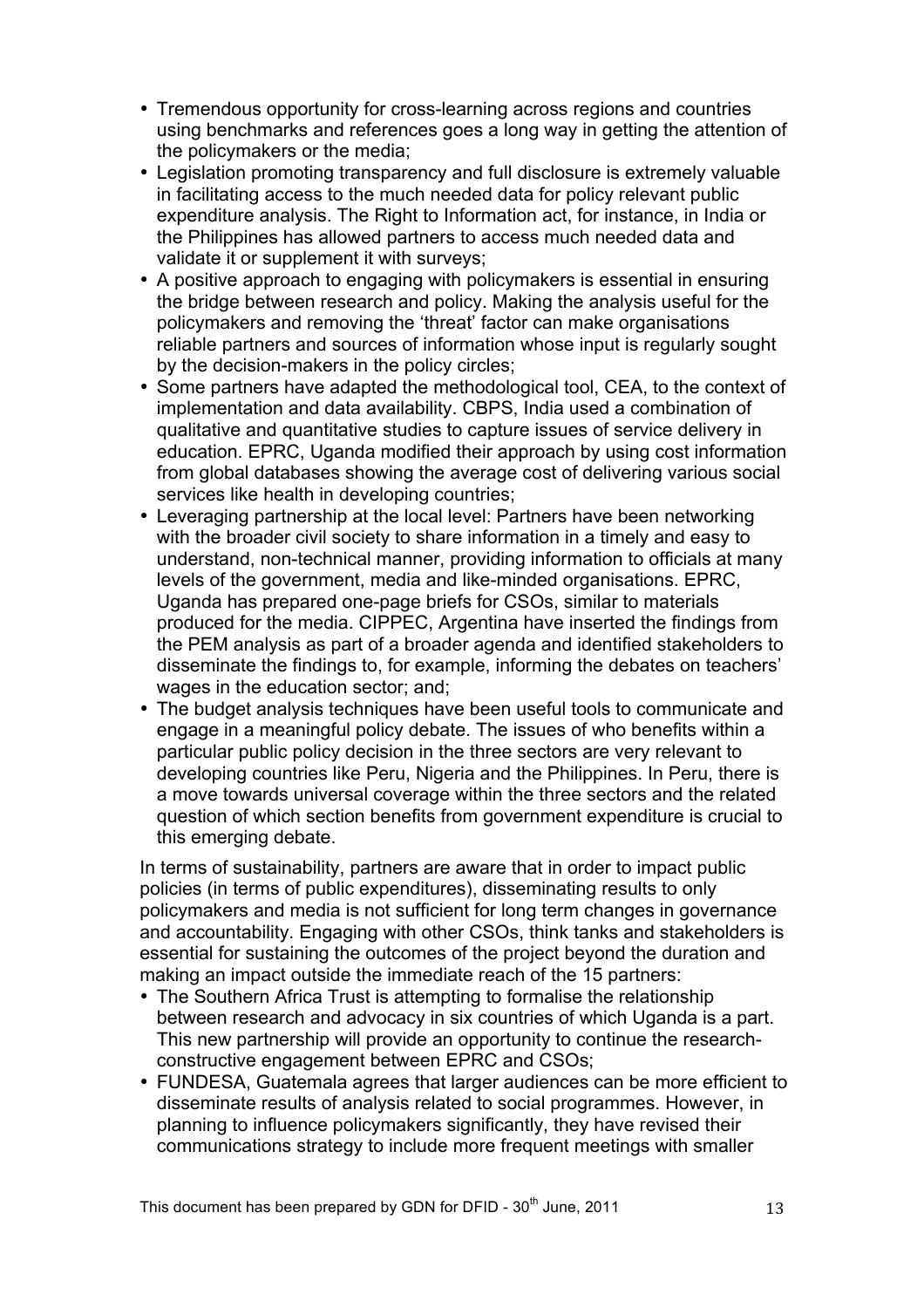- Tremendous opportunity for cross-learning across regions and countries using benchmarks and references goes a long way in getting the attention of the policymakers or the media;
- Legislation promoting transparency and full disclosure is extremely valuable in facilitating access to the much needed data for policy relevant public expenditure analysis. The Right to Information act, for instance, in India or the Philippines has allowed partners to access much needed data and validate it or supplement it with surveys;
- A positive approach to engaging with policymakers is essential in ensuring the bridge between research and policy. Making the analysis useful for the policymakers and removing the 'threat' factor can make organisations reliable partners and sources of information whose input is regularly sought by the decision-makers in the policy circles;
- Some partners have adapted the methodological tool, CEA, to the context of implementation and data availability. CBPS, India used a combination of qualitative and quantitative studies to capture issues of service delivery in education. EPRC, Uganda modified their approach by using cost information from global databases showing the average cost of delivering various social services like health in developing countries;
- Leveraging partnership at the local level: Partners have been networking with the broader civil society to share information in a timely and easy to understand, non-technical manner, providing information to officials at many levels of the government, media and like-minded organisations. EPRC, Uganda has prepared one-page briefs for CSOs, similar to materials produced for the media. CIPPEC, Argentina have inserted the findings from the PEM analysis as part of a broader agenda and identified stakeholders to disseminate the findings to, for example, informing the debates on teachers' wages in the education sector; and;
- The budget analysis techniques have been useful tools to communicate and engage in a meaningful policy debate. The issues of who benefits within a particular public policy decision in the three sectors are very relevant to developing countries like Peru, Nigeria and the Philippines. In Peru, there is a move towards universal coverage within the three sectors and the related question of which section benefits from government expenditure is crucial to this emerging debate.

In terms of sustainability, partners are aware that in order to impact public policies (in terms of public expenditures), disseminating results to only policymakers and media is not sufficient for long term changes in governance and accountability. Engaging with other CSOs, think tanks and stakeholders is essential for sustaining the outcomes of the project beyond the duration and making an impact outside the immediate reach of the 15 partners:

- The Southern Africa Trust is attempting to formalise the relationship between research and advocacy in six countries of which Uganda is a part. This new partnership will provide an opportunity to continue the research-constructive engagement between EPRC and CSOs;
- FUNDESA, Guatemala agrees that larger audiences can be more efficient to disseminate results of analysis related to social programmes. However, in planning to influence policymakers significantly, they have revised their communications strategy to include more frequent meetings with smaller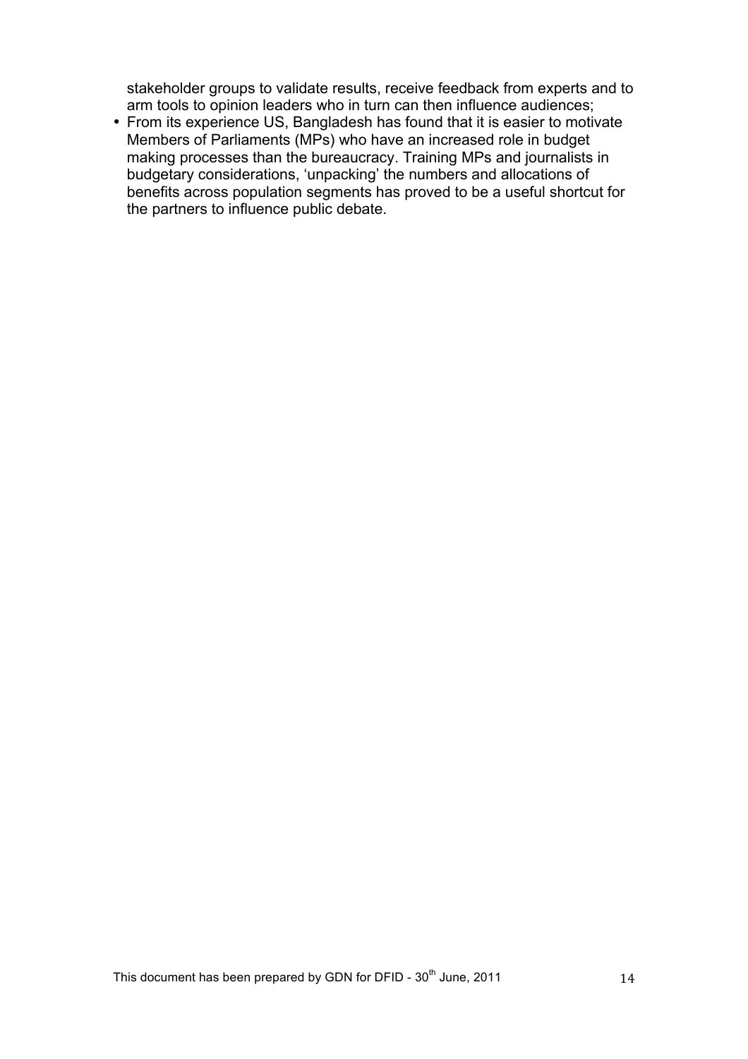stakeholder groups to validate results, receive feedback from experts and to arm tools to opinion leaders who in turn can then influence audiences;

- From its experience US, Bangladesh has found that it is easier to motivate Members of Parliaments (MPs) who have an increased role in budget making processes than the bureaucracy. Training MPs and journalists in budgetary considerations, 'unpacking' the numbers and allocations of benefits across population segments has proved to be a useful shortcut for the partners to influence public debate.